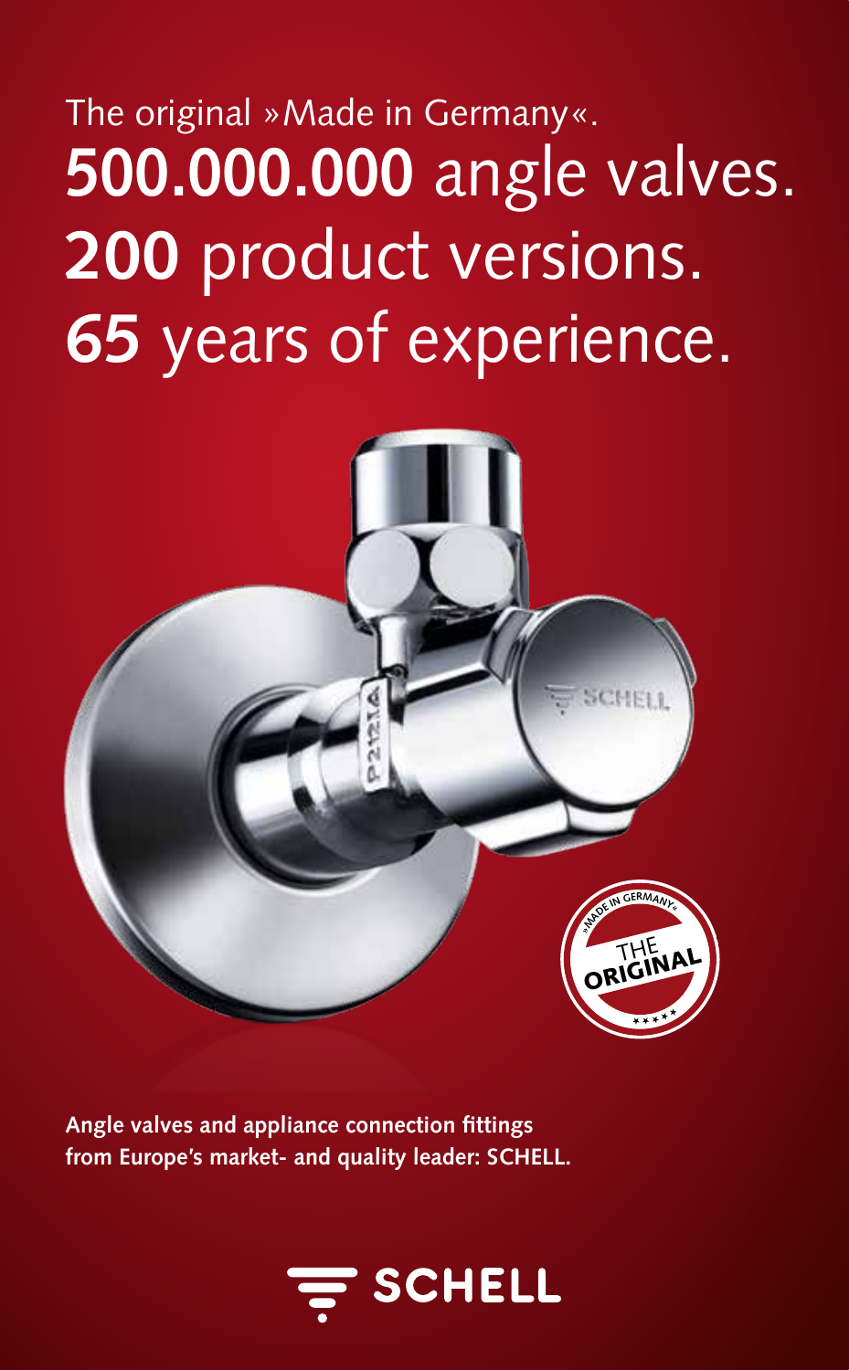The original »Made in Germany«.

# **500.000.000** angle valves.
# **200** product versions.
# **65** years of experience.

**Angle valves and appliance connection fittings from Europe's market- and quality leader: SCHELL.**

SCHELL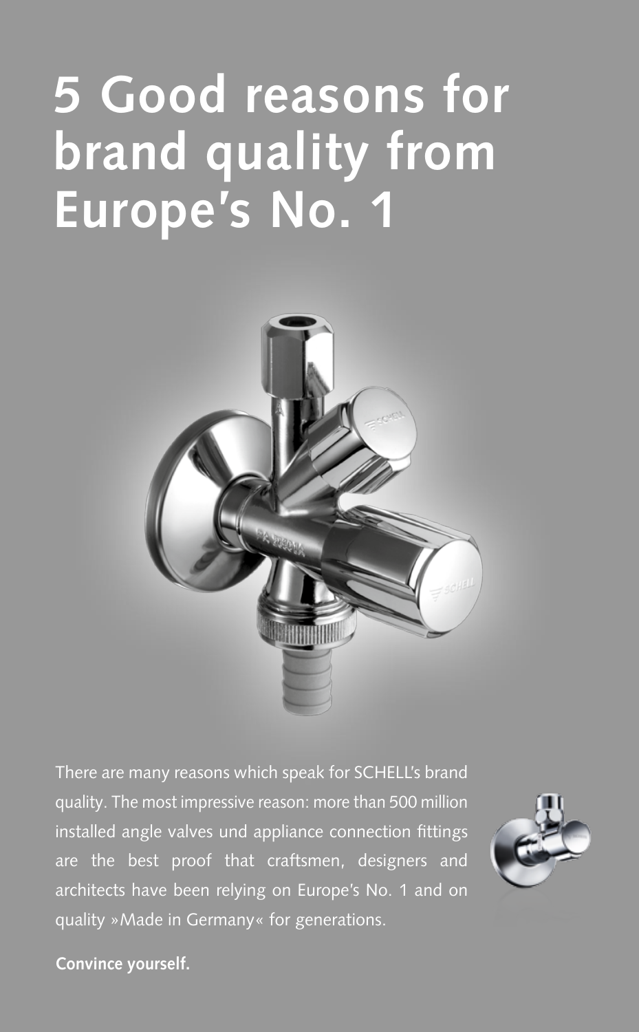# 5 Good reasons for brand quality from Europe's No. 1

There are many reasons which speak for SCHELL's brand quality. The most impressive reason: more than 500 million installed angle valves und appliance connection fittings are the best proof that craftsmen, designers and architects have been relying on Europe's No. 1 and on quality »Made in Germany« for generations.

**Convince yourself.**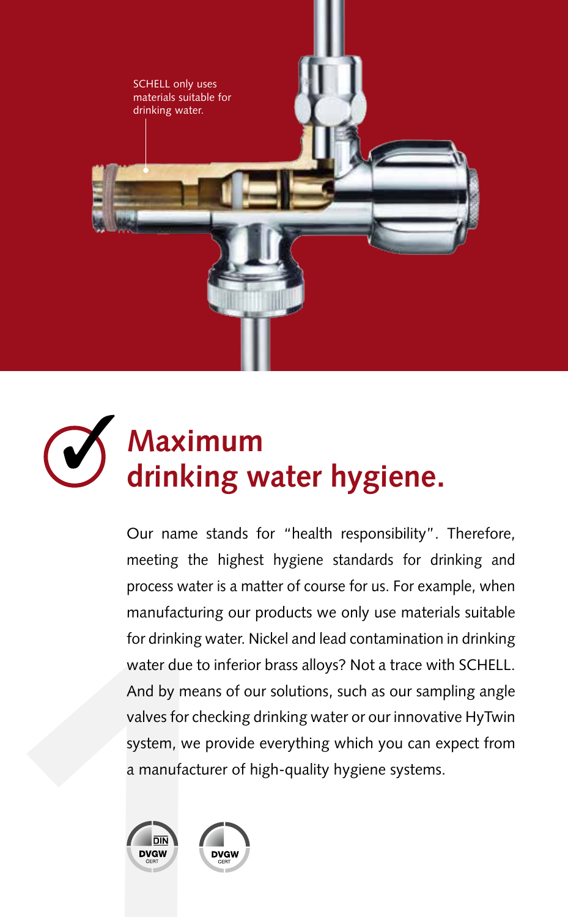SCHELL only uses materials suitable for drinking water.

# Maximum drinking water hygiene.

Our name stands for "health responsibility". Therefore, meeting the highest hygiene standards for drinking and process water is a matter of course for us. For example, when manufacturing our products we only use materials suitable for drinking water. Nickel and lead contamination in drinking water due to inferior brass alloys? Not a trace with SCHELL. And by means of our solutions, such as our sampling angle valves for checking drinking water or our innovative HyTwin system, we provide everything which you can expect from a manufacturer of high-quality hygiene systems.

DIN DVGW CERT

DVGW CERT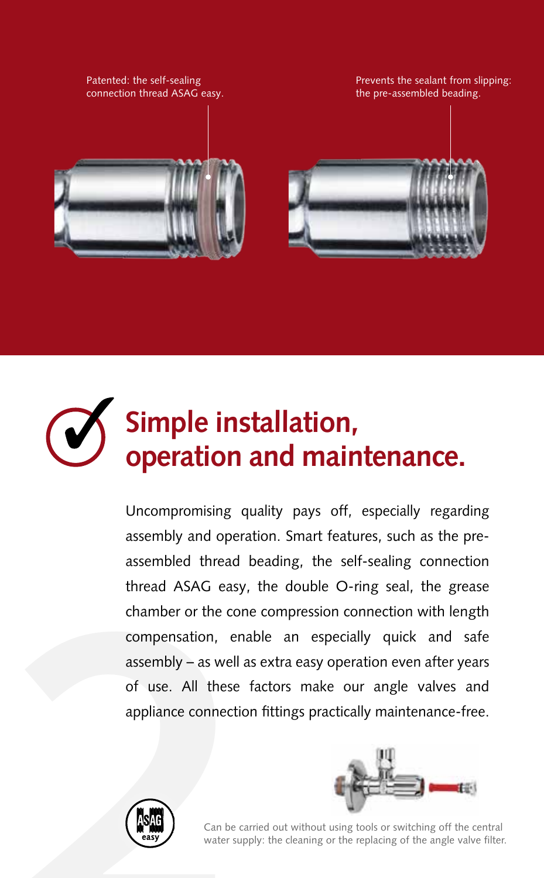Patented: the self-sealing connection thread ASAG easy.

Prevents the sealant from slipping: the pre-assembled beading.

# Simple installation, operation and maintenance.

Uncompromising quality pays off, especially regarding assembly and operation. Smart features, such as the pre-assembled thread beading, the self-sealing connection thread ASAG easy, the double O-ring seal, the grease chamber or the cone compression connection with length compensation, enable an especially quick and safe assembly – as well as extra easy operation even after years of use. All these factors make our angle valves and appliance connection fittings practically maintenance-free.

Can be carried out without using tools or switching off the central water supply: the cleaning or the replacing of the angle valve filter.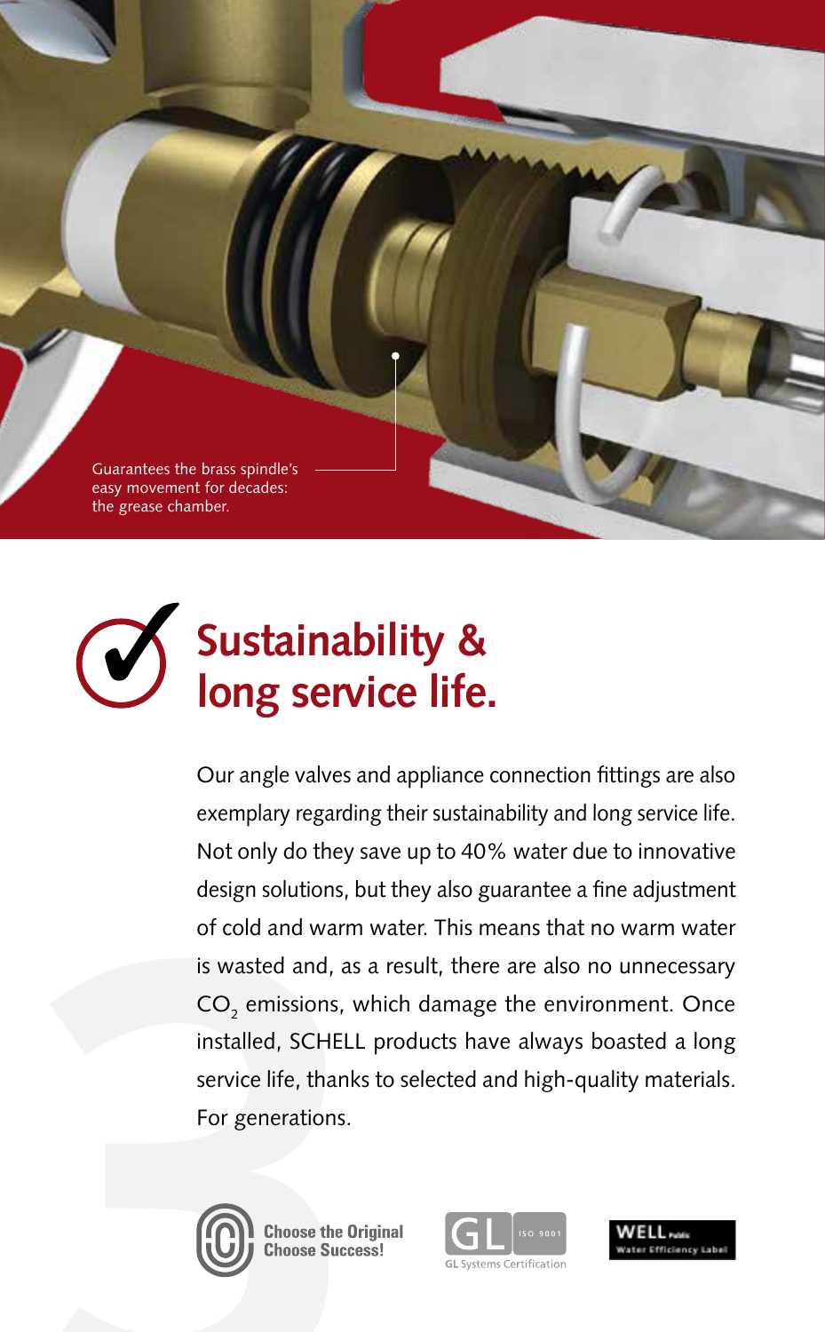Guarantees the brass spindle's easy movement for decades: the grease chamber.

# Sustainability & long service life.

Our angle valves and appliance connection fittings are also exemplary regarding their sustainability and long service life. Not only do they save up to 40% water due to innovative design solutions, but they also guarantee a fine adjustment of cold and warm water. This means that no warm water is wasted and, as a result, there are also no unnecessary $CO_2$ emissions, which damage the environment. Once installed, SCHELL products have always boasted a long service life, thanks to selected and high-quality materials. For generations.

Choose the Original
Choose Success!

GL ISO 9001
GL Systems Certification

WELL Public
Water Efficiency Label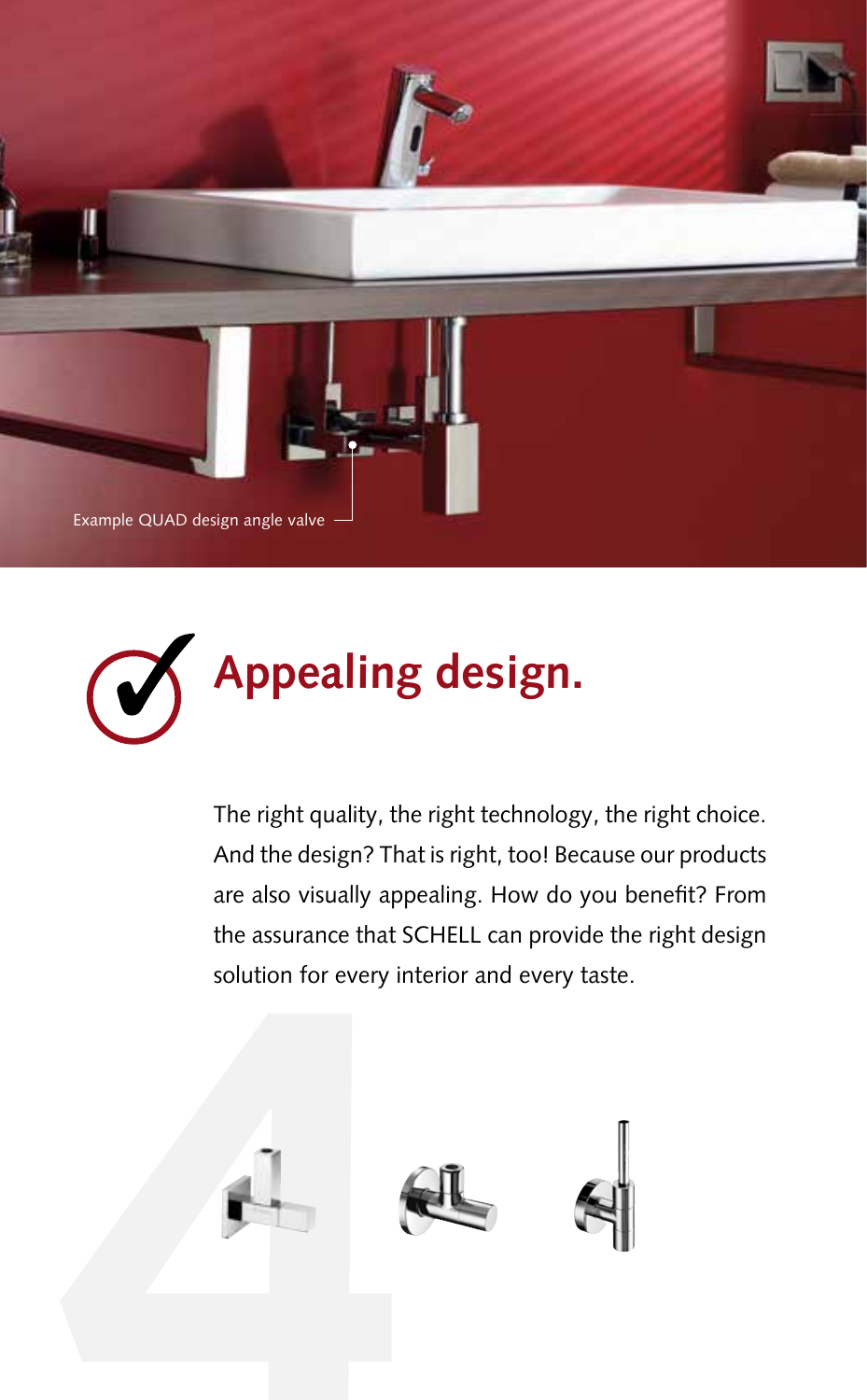Example QUAD design angle valve

# Appealing design.

The right quality, the right technology, the right choice. And the design? That is right, too! Because our products are also visually appealing. How do you benefit? From the assurance that SCHELL can provide the right design solution for every interior and every taste.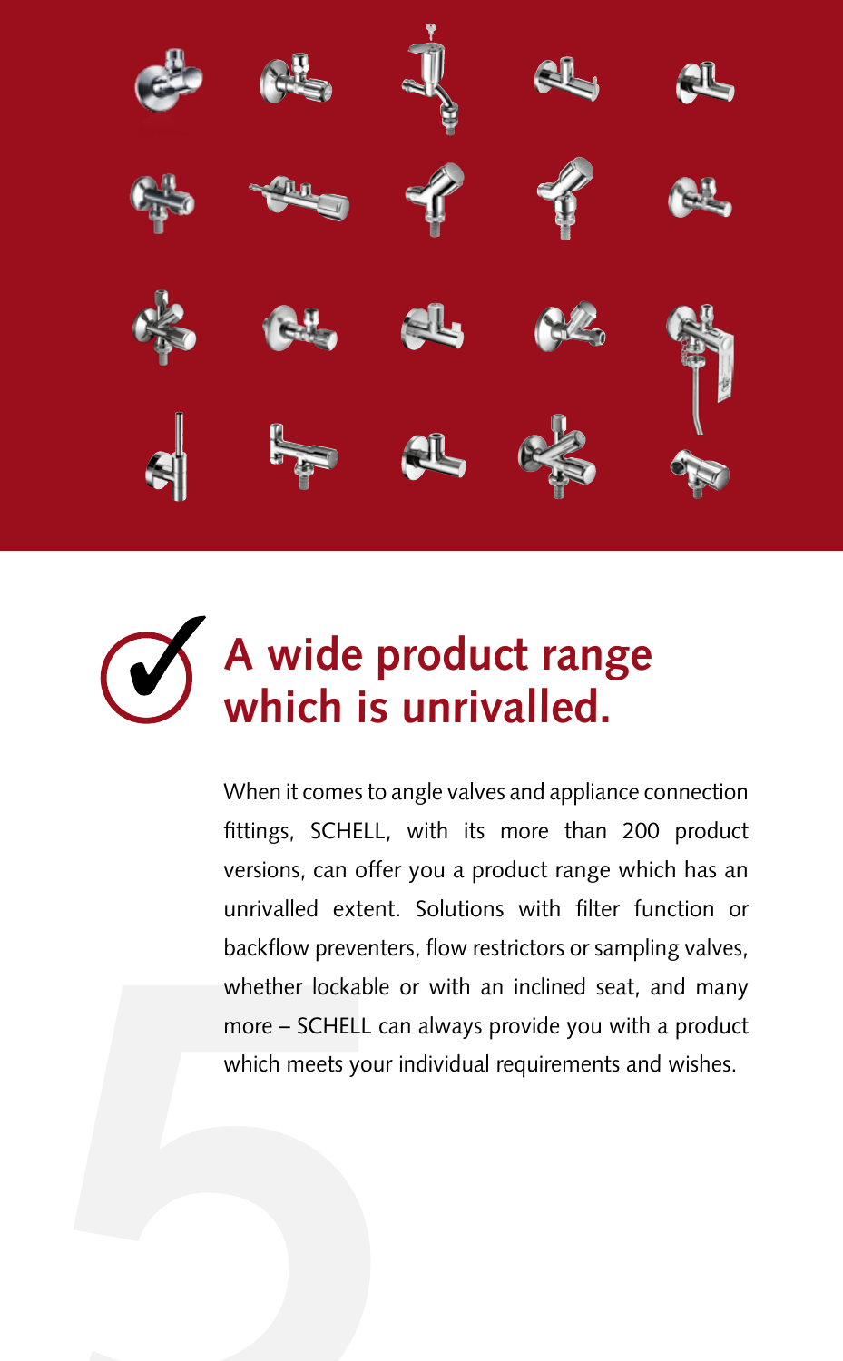# A wide product range which is unrivalled.

When it comes to angle valves and appliance connection fittings, SCHELL, with its more than 200 product versions, can offer you a product range which has an unrivalled extent. Solutions with filter function or backflow preventers, flow restrictors or sampling valves, whether lockable or with an inclined seat, and many more – SCHELL can always provide you with a product which meets your individual requirements and wishes.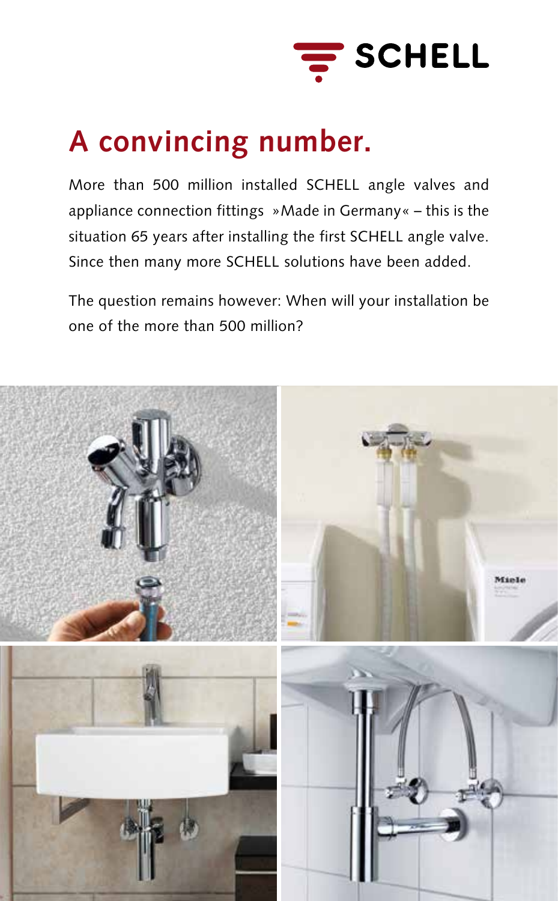# A convincing number.

More than 500 million installed SCHELL angle valves and appliance connection fittings »Made in Germany« – this is the situation 65 years after installing the first SCHELL angle valve. Since then many more SCHELL solutions have been added.

The question remains however: When will your installation be one of the more than 500 million?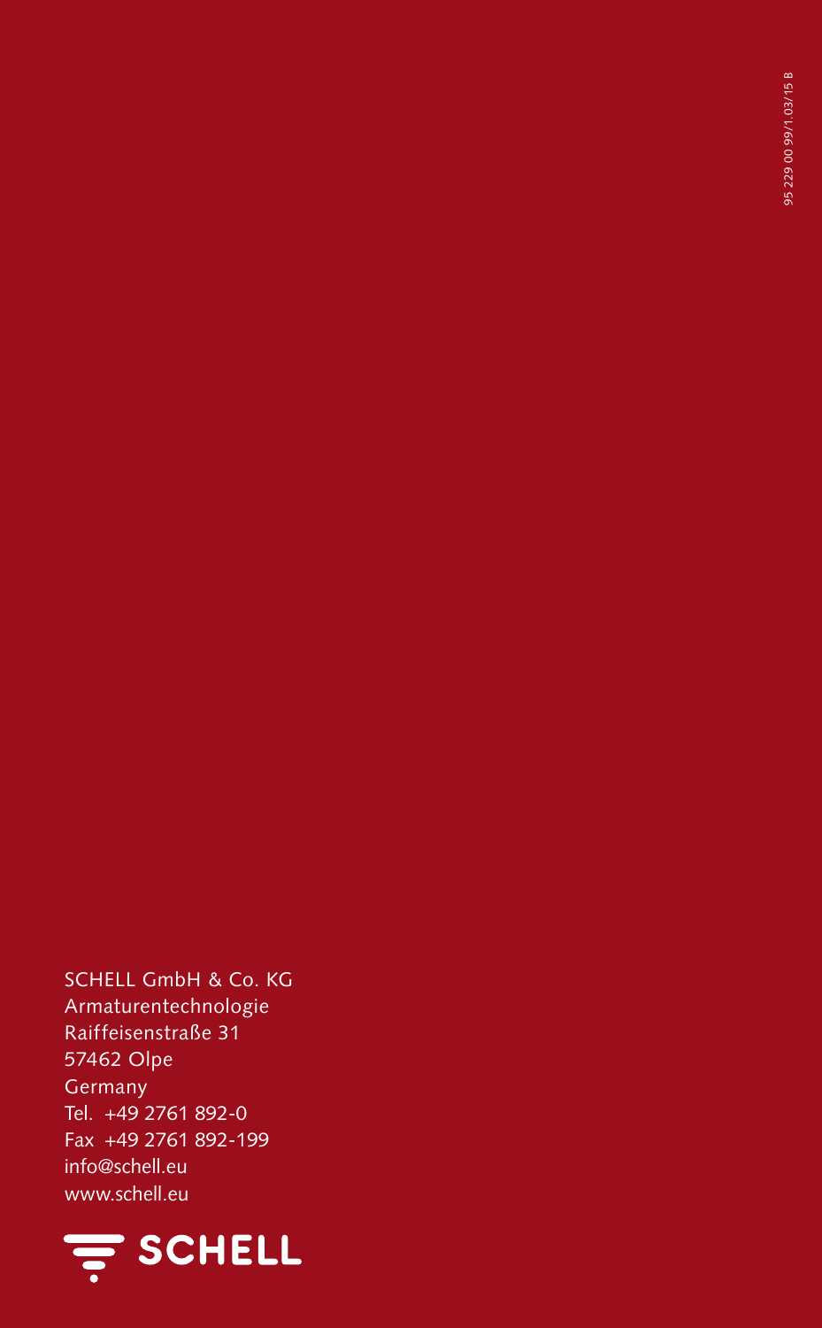95 229 00 99/1.03/15 B

SCHELL GmbH & Co. KG
Armaturentechnologie
Raiffeisenstraße 31
57462 Olpe
Germany
Tel. +49 2761 892-0
Fax +49 2761 892-199
info@schell.eu
www.schell.eu

SCHELL